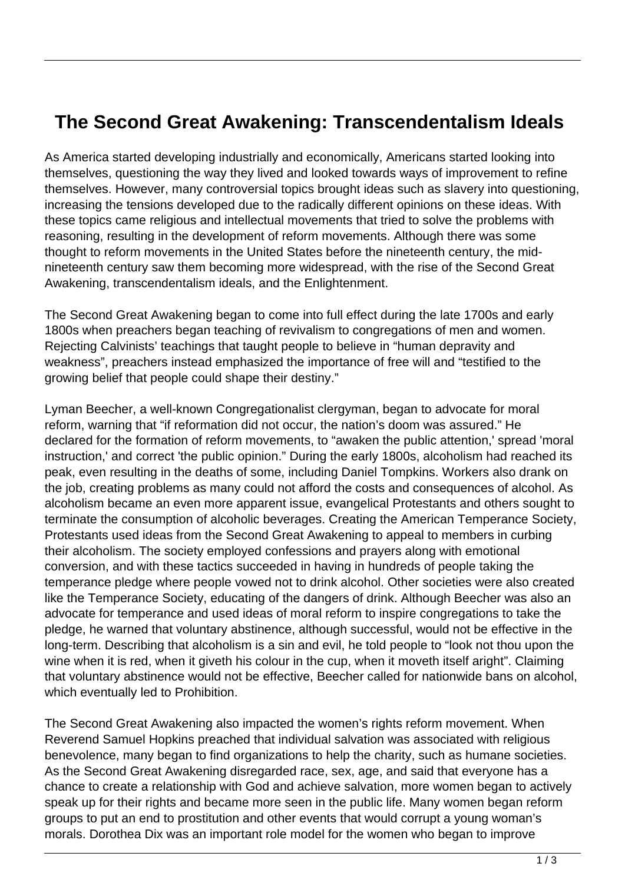# The Second Great Awakening: Transcendentalism Ideals

As America started developing industrially and economically, Americans started looking into themselves, questioning the way they lived and looked towards ways of improvement to refine themselves. However, many controversial topics brought ideas such as slavery into questioning, increasing the tensions developed due to the radically different opinions on these ideas. With these topics came religious and intellectual movements that tried to solve the problems with reasoning, resulting in the development of reform movements. Although there was some thought to reform movements in the United States before the nineteenth century, the mid-nineteenth century saw them becoming more widespread, with the rise of the Second Great Awakening, transcendentalism ideals, and the Enlightenment.

The Second Great Awakening began to come into full effect during the late 1700s and early 1800s when preachers began teaching of revivalism to congregations of men and women. Rejecting Calvinists' teachings that taught people to believe in "human depravity and weakness", preachers instead emphasized the importance of free will and "testified to the growing belief that people could shape their destiny."

Lyman Beecher, a well-known Congregationalist clergyman, began to advocate for moral reform, warning that "if reformation did not occur, the nation's doom was assured." He declared for the formation of reform movements, to "awaken the public attention,' spread 'moral instruction,' and correct 'the public opinion." During the early 1800s, alcoholism had reached its peak, even resulting in the deaths of some, including Daniel Tompkins. Workers also drank on the job, creating problems as many could not afford the costs and consequences of alcohol. As alcoholism became an even more apparent issue, evangelical Protestants and others sought to terminate the consumption of alcoholic beverages. Creating the American Temperance Society, Protestants used ideas from the Second Great Awakening to appeal to members in curbing their alcoholism. The society employed confessions and prayers along with emotional conversion, and with these tactics succeeded in having in hundreds of people taking the temperance pledge where people vowed not to drink alcohol. Other societies were also created like the Temperance Society, educating of the dangers of drink. Although Beecher was also an advocate for temperance and used ideas of moral reform to inspire congregations to take the pledge, he warned that voluntary abstinence, although successful, would not be effective in the long-term. Describing that alcoholism is a sin and evil, he told people to "look not thou upon the wine when it is red, when it giveth his colour in the cup, when it moveth itself aright". Claiming that voluntary abstinence would not be effective, Beecher called for nationwide bans on alcohol, which eventually led to Prohibition.

The Second Great Awakening also impacted the women's rights reform movement. When Reverend Samuel Hopkins preached that individual salvation was associated with religious benevolence, many began to find organizations to help the charity, such as humane societies. As the Second Great Awakening disregarded race, sex, age, and said that everyone has a chance to create a relationship with God and achieve salvation, more women began to actively speak up for their rights and became more seen in the public life. Many women began reform groups to put an end to prostitution and other events that would corrupt a young woman's morals. Dorothea Dix was an important role model for the women who began to improve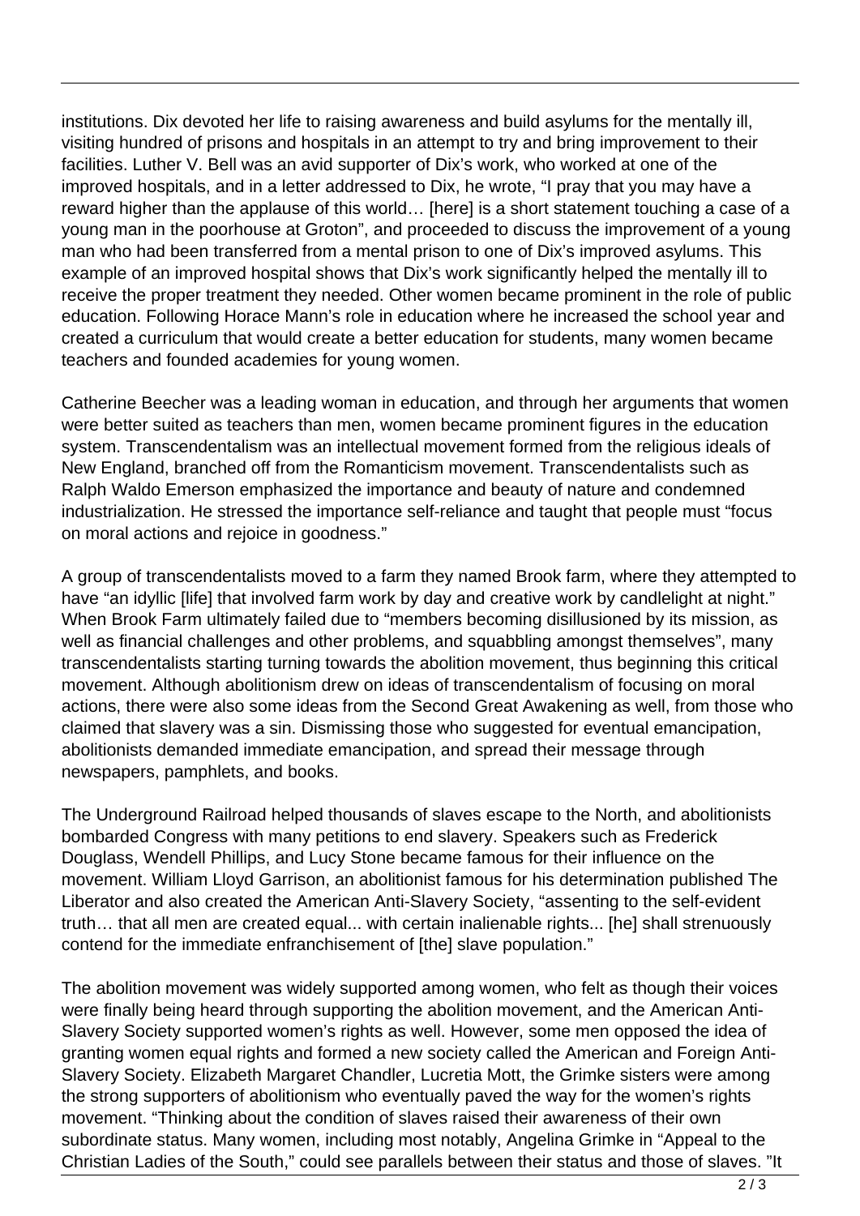institutions. Dix devoted her life to raising awareness and build asylums for the mentally ill, visiting hundred of prisons and hospitals in an attempt to try and bring improvement to their facilities. Luther V. Bell was an avid supporter of Dix's work, who worked at one of the improved hospitals, and in a letter addressed to Dix, he wrote, "I pray that you may have a reward higher than the applause of this world… [here] is a short statement touching a case of a young man in the poorhouse at Groton", and proceeded to discuss the improvement of a young man who had been transferred from a mental prison to one of Dix's improved asylums. This example of an improved hospital shows that Dix's work significantly helped the mentally ill to receive the proper treatment they needed. Other women became prominent in the role of public education. Following Horace Mann's role in education where he increased the school year and created a curriculum that would create a better education for students, many women became teachers and founded academies for young women.

Catherine Beecher was a leading woman in education, and through her arguments that women were better suited as teachers than men, women became prominent figures in the education system. Transcendentalism was an intellectual movement formed from the religious ideals of New England, branched off from the Romanticism movement. Transcendentalists such as Ralph Waldo Emerson emphasized the importance and beauty of nature and condemned industrialization. He stressed the importance self-reliance and taught that people must "focus on moral actions and rejoice in goodness."

A group of transcendentalists moved to a farm they named Brook farm, where they attempted to have "an idyllic [life] that involved farm work by day and creative work by candlelight at night." When Brook Farm ultimately failed due to "members becoming disillusioned by its mission, as well as financial challenges and other problems, and squabbling amongst themselves", many transcendentalists starting turning towards the abolition movement, thus beginning this critical movement. Although abolitionism drew on ideas of transcendentalism of focusing on moral actions, there were also some ideas from the Second Great Awakening as well, from those who claimed that slavery was a sin. Dismissing those who suggested for eventual emancipation, abolitionists demanded immediate emancipation, and spread their message through newspapers, pamphlets, and books.

The Underground Railroad helped thousands of slaves escape to the North, and abolitionists bombarded Congress with many petitions to end slavery. Speakers such as Frederick Douglass, Wendell Phillips, and Lucy Stone became famous for their influence on the movement. William Lloyd Garrison, an abolitionist famous for his determination published The Liberator and also created the American Anti-Slavery Society, "assenting to the self-evident truth… that all men are created equal... with certain inalienable rights... [he] shall strenuously contend for the immediate enfranchisement of [the] slave population."

The abolition movement was widely supported among women, who felt as though their voices were finally being heard through supporting the abolition movement, and the American Anti-Slavery Society supported women's rights as well. However, some men opposed the idea of granting women equal rights and formed a new society called the American and Foreign Anti-Slavery Society. Elizabeth Margaret Chandler, Lucretia Mott, the Grimke sisters were among the strong supporters of abolitionism who eventually paved the way for the women's rights movement. "Thinking about the condition of slaves raised their awareness of their own subordinate status. Many women, including most notably, Angelina Grimke in "Appeal to the Christian Ladies of the South," could see parallels between their status and those of slaves. "It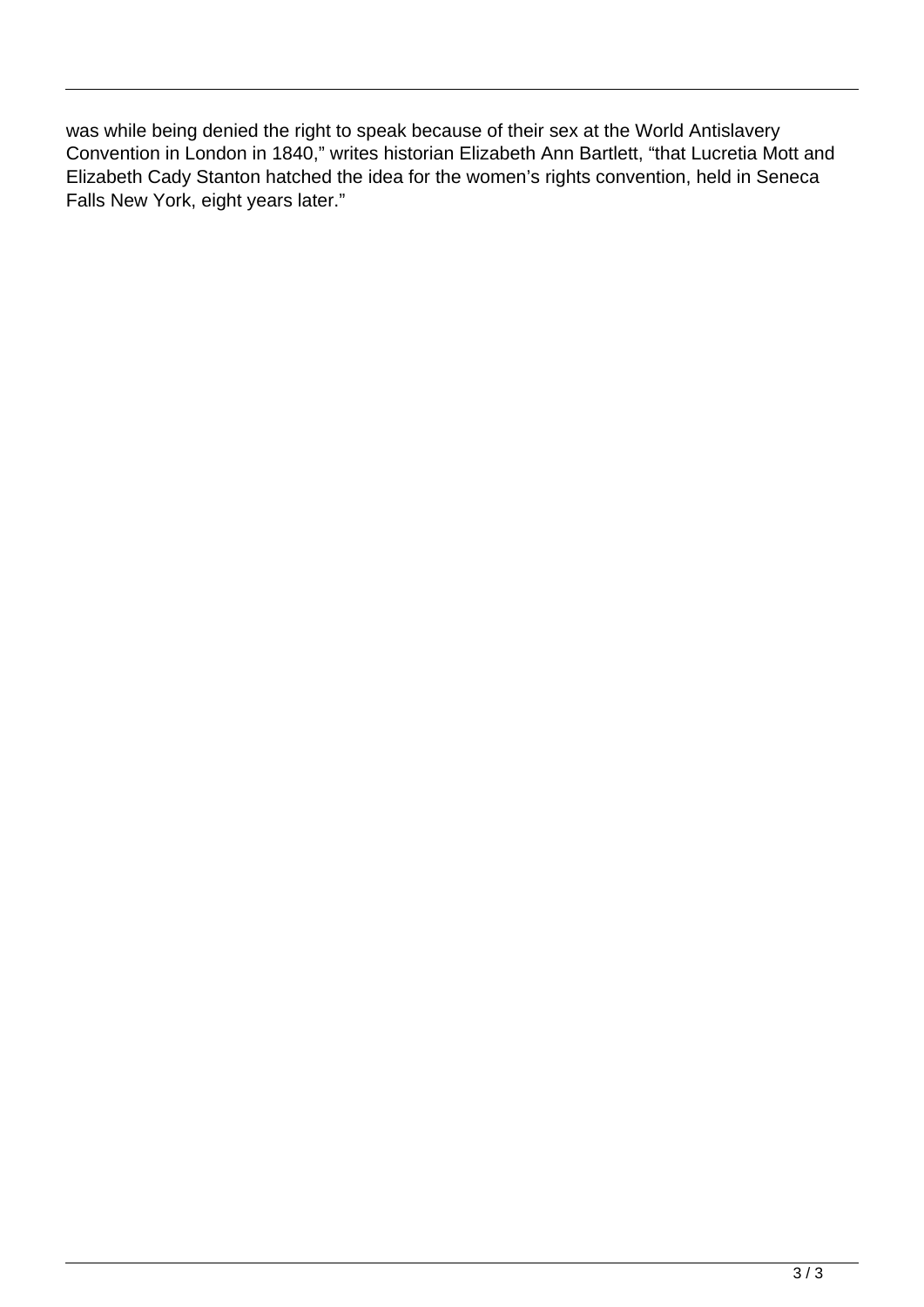was while being denied the right to speak because of their sex at the World Antislavery Convention in London in 1840," writes historian Elizabeth Ann Bartlett, "that Lucretia Mott and Elizabeth Cady Stanton hatched the idea for the women's rights convention, held in Seneca Falls New York, eight years later."